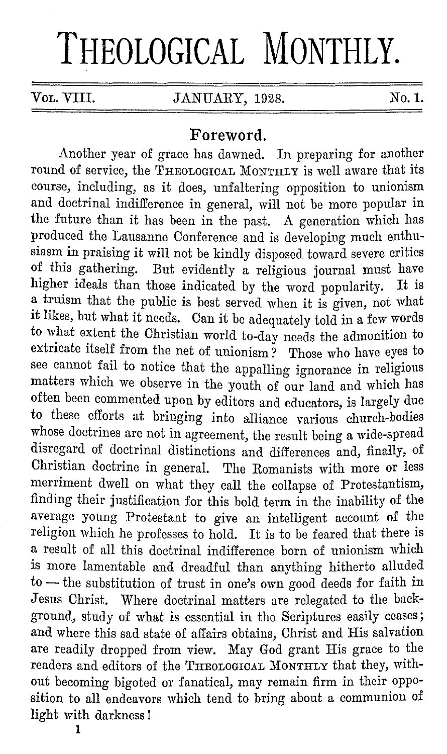# THEOLOGICAL MONTHLY.

Vol. VIII. JANUARY, 1928. No. 1.

## Foreword.

Another year of grace has dawned. In preparing for another round of service, the THEOLOGICAL MONTHLY is well aware that its course, including, as it does, unfaltering opposition to unionism and doctrinal indifference in general, will not be more popular in the future than it has been in the past. A generation which has produced the Lausanne Conference and is developing much enthusiasm in praising it will not be kindly disposed toward severe critics of this gathering. But evidently a religious journal must have higher ideals than those indicated by the word popularity. It is a truism that the public is best served when it is given, not what it likes, but what it needs. Can it be adequately told in a few words to what extent the Christian world to-day needs the admonition to extricate itself from the net of unionism? Those who have eyes to see cannot fail to notice that the appalling ignorance in religious matters which we observe in the youth of our land and which has often been commented upon by editors and educators, is largely due to these efforts at bringing into alliance various church-bodies whose doctrines are not in agreement, the result being a wide-spread disregard of doctrinal distinctions and differences and, finally, of Christian doctrine in general. The Romanists with more or less merriment dwell on what they call the collapse of Protestantism, finding their justification for this bold term in the inability of the average young Protestant to give an intelligent account of the religion which he professes to hold. It is to be feared that there is a result of all this doctrinal indifference born of unionism which is more lamentable and dreadful than anything hitherto alluded to — the substitution of trust in one's own good deeds for faith in Jesus Christ. Where doctrinal matters are relegated to the background, study of what is essential in the Scriptures easily ceases; and where this sad state of affairs obtains, Christ and His salvation are readily dropped from view. May God grant His grace to the readers and editors of the THEOLOGICAL MONTHLY that they, without becoming bigoted or fanatical, may remain firm in their opposition to all endeavors which tend to bring about a communion of light with darkness!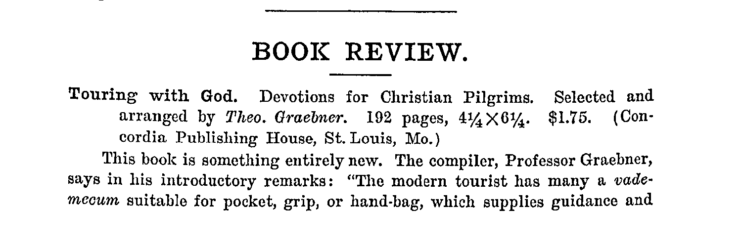# BOOK REVIEW.

**Touring with God.** Devotions for Christian Pilgrims. Selected and arranged by *Theo. Graebner.* 192 pages, $4\frac{1}{4} \times 6\frac{1}{4}$. \$1.75. (Concordia Publishing House, St. Louis, Mo.)

This book is something entirely new. The compiler, Professor Graebner, says in his introductory remarks: "The modern tourist has many a *vademecum* suitable for pocket, grip, or hand-bag, which supplies guidance and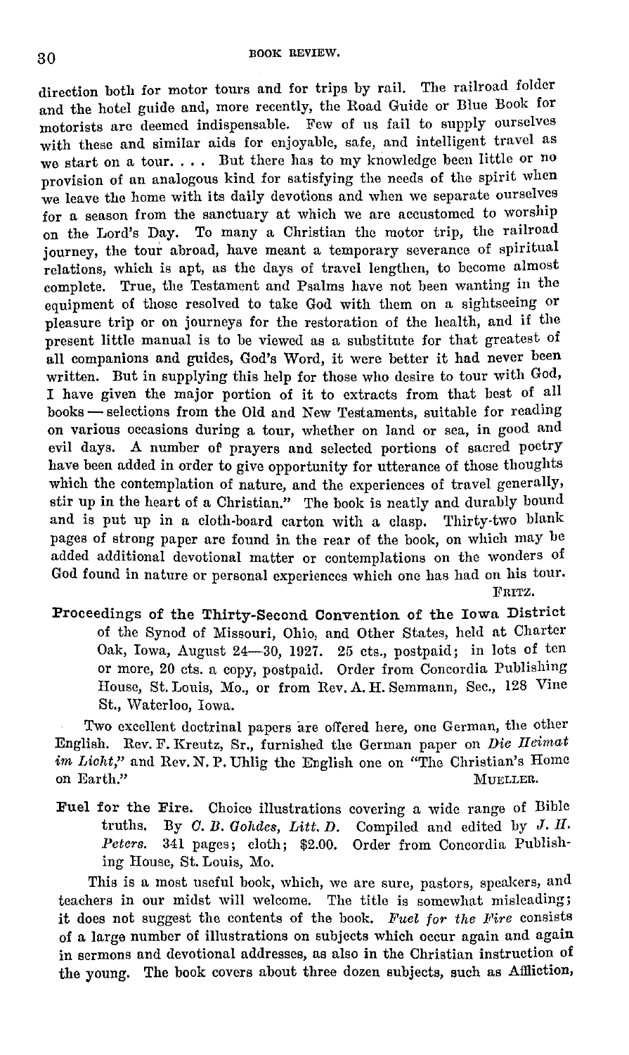direction both for motor tours and for trips by rail. The railroad folder and the hotel guide and, more recently, the Road Guide or Blue Book for motorists are deemed indispensable. Few of us fail to supply ourselves with these and similar aids for enjoyable, safe, and intelligent travel as we start on a tour. . . . But there has to my knowledge been little or no provision of an analogous kind for satisfying the needs of the spirit when we leave the home with its daily devotions and when we separate ourselves for a season from the sanctuary at which we are accustomed to worship on the Lord's Day. To many a Christian the motor trip, the railroad journey, the tour abroad, have meant a temporary severance of spiritual relations, which is apt, as the days of travel lengthen, to become almost complete. True, the Testament and Psalms have not been wanting in the equipment of those resolved to take God with them on a sightseeing or pleasure trip or on journeys for the restoration of the health, and if the present little manual is to be viewed as a substitute for that greatest of all companions and guides, God's Word, it were better it had never been written. But in supplying this help for those who desire to tour with God, I have given the major portion of it to extracts from that best of all books — selections from the Old and New Testaments, suitable for reading on various occasions during a tour, whether on land or sea, in good and evil days. A number of prayers and selected portions of sacred poetry have been added in order to give opportunity for utterance of those thoughts which the contemplation of nature, and the experiences of travel generally, stir up in the heart of a Christian." The book is neatly and durably bound and is put up in a cloth-board carton with a clasp. Thirty-two blank pages of strong paper are found in the rear of the book, on which may be added additional devotional matter or contemplations on the wonders of God found in nature or personal experiences which one has had on his tour.

FRITZ.

**Proceedings of the Thirty-Second Convention of the Iowa District** of the Synod of Missouri, Ohio, and Other States, held at Charter Oak, Iowa, August 24—30, 1927. 25 cts., postpaid; in lots of ten or more, 20 cts. a copy, postpaid. Order from Concordia Publishing House, St. Louis, Mo., or from Rev. A. H. Semmann, Sec., 128 Vine St., Waterloo, Iowa.

Two excellent doctrinal papers are offered here, one German, the other English. Rev. F. Kreutz, Sr., furnished the German paper on *Die Heimat im Licht*," and Rev. N. P. Uhlig the English one on "The Christian's Home on Earth."

MUELLER.

**Fuel for the Fire.** Choice illustrations covering a wide range of Bible truths. By *C. B. Gohdes, Litt. D.* Compiled and edited by *J. H. Peters.* 341 pages; cloth; \$2.00. Order from Concordia Publishing House, St. Louis, Mo.

This is a most useful book, which, we are sure, pastors, speakers, and teachers in our midst will welcome. The title is somewhat misleading; it does not suggest the contents of the book. *Fuel for the Fire* consists of a large number of illustrations on subjects which occur again and again in sermons and devotional addresses, as also in the Christian instruction of the young. The book covers about three dozen subjects, such as Affliction,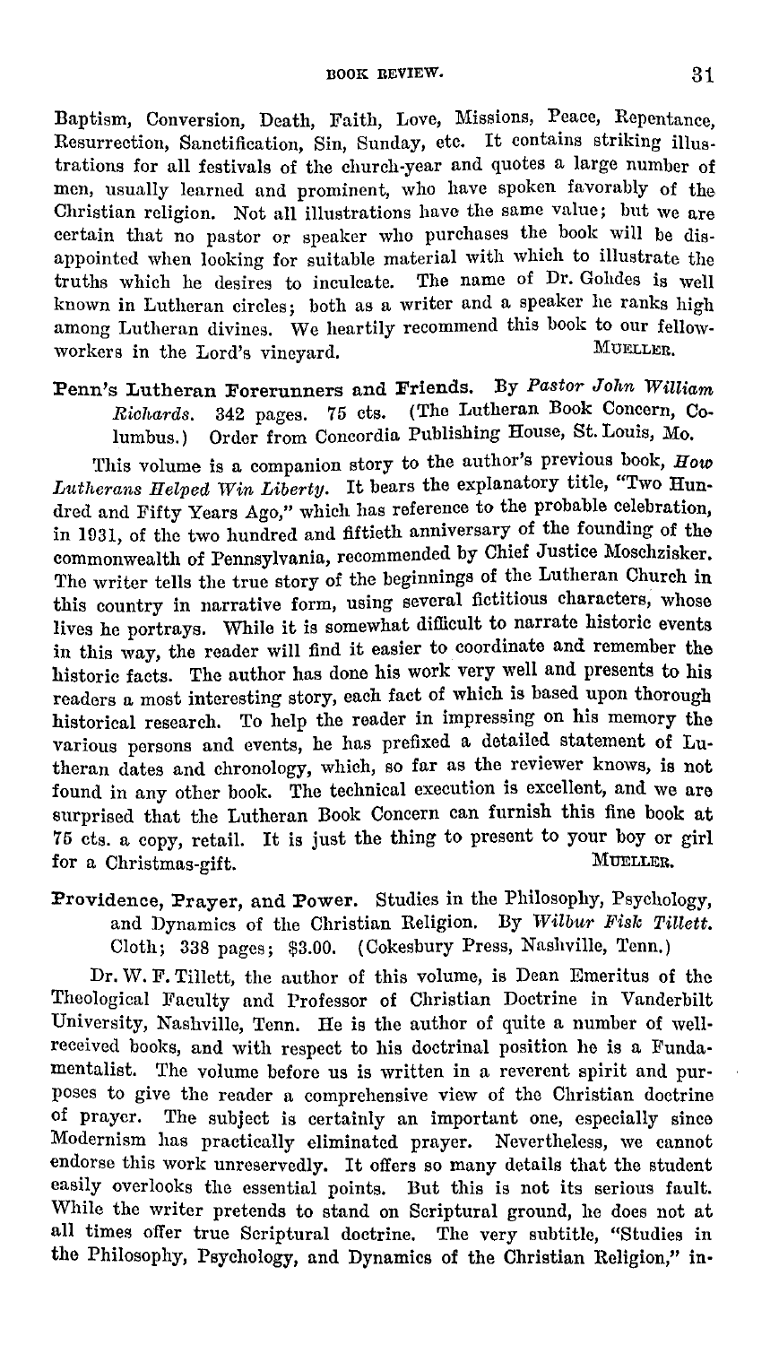Baptism, Conversion, Death, Faith, Love, Missions, Peace, Repentance, Resurrection, Sanctification, Sin, Sunday, etc. It contains striking illustrations for all festivals of the church-year and quotes a large number of men, usually learned and prominent, who have spoken favorably of the Christian religion. Not all illustrations have the same value; but we are certain that no pastor or speaker who purchases the book will be disappointed when looking for suitable material with which to illustrate the truths which he desires to inculcate. The name of Dr. Gohdes is well known in Lutheran circles; both as a writer and a speaker he ranks high among Lutheran divines. We heartily recommend this book to our fellow-workers in the Lord's vineyard. MUELLER.

**Penn's Lutheran Forerunners and Friends.** By *Pastor John William Richards.* 342 pages. 75 cts. (The Lutheran Book Concern, Columbus.) Order from Concordia Publishing House, St. Louis, Mo.

This volume is a companion story to the author's previous book, *How Lutherans Helped Win Liberty.* It bears the explanatory title, "Two Hundred and Fifty Years Ago," which has reference to the probable celebration, in 1931, of the two hundred and fiftieth anniversary of the founding of the commonwealth of Pennsylvania, recommended by Chief Justice Moschzisker. The writer tells the true story of the beginnings of the Lutheran Church in this country in narrative form, using several fictitious characters, whose lives he portrays. While it is somewhat difficult to narrate historic events in this way, the reader will find it easier to coordinate and remember the historic facts. The author has done his work very well and presents to his readers a most interesting story, each fact of which is based upon thorough historical research. To help the reader in impressing on his memory the various persons and events, he has prefixed a detailed statement of Lutheran dates and chronology, which, so far as the reviewer knows, is not found in any other book. The technical execution is excellent, and we are surprised that the Lutheran Book Concern can furnish this fine book at 75 cts. a copy, retail. It is just the thing to present to your boy or girl for a Christmas-gift. MUELLER.

**Providence, Prayer, and Power.** Studies in the Philosophy, Psychology, and Dynamics of the Christian Religion. By *Wilbur Fisk Tillett.* Cloth; 338 pages; $3.00. (Cokesbury Press, Nashville, Tenn.)

Dr. W. F. Tillett, the author of this volume, is Dean Emeritus of the Theological Faculty and Professor of Christian Doctrine in Vanderbilt University, Nashville, Tenn. He is the author of quite a number of well-received books, and with respect to his doctrinal position he is a Fundamentalist. The volume before us is written in a reverent spirit and purposes to give the reader a comprehensive view of the Christian doctrine of prayer. The subject is certainly an important one, especially since Modernism has practically eliminated prayer. Nevertheless, we cannot endorse this work unreservedly. It offers so many details that the student easily overlooks the essential points. But this is not its serious fault. While the writer pretends to stand on Scriptural ground, he does not at all times offer true Scriptural doctrine. The very subtitle, "Studies in the Philosophy, Psychology, and Dynamics of the Christian Religion," in-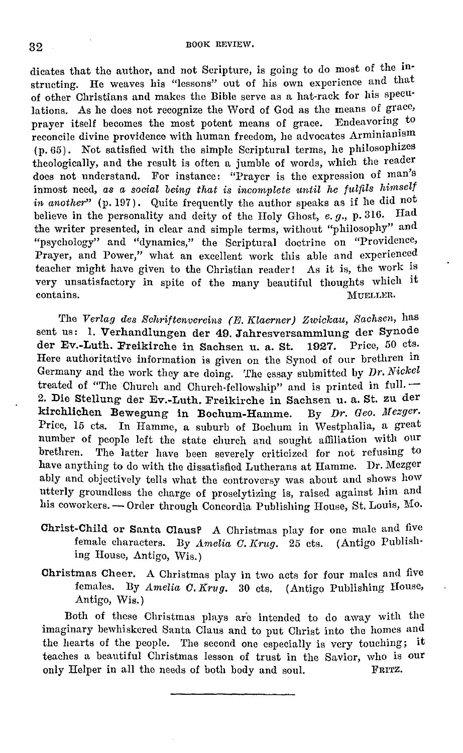dicates that the author, and not Scripture, is going to do most of the instructing. He weaves his "lessons" out of his own experience and that of other Christians and makes the Bible serve as a hat-rack for his speculations. As he does not recognize the Word of God as the means of grace, prayer itself becomes the most potent means of grace. Endeavoring to reconcile divine providence with human freedom, he advocates Arminianism (p. 65). Not satisfied with the simple Scriptural terms, he philosophizes theologically, and the result is often a jumble of words, which the reader does not understand. For instance: "Prayer is the expression of man's inmost need, *as a social being that is incomplete until he fulfils himself in another*" (p. 197). Quite frequently the author speaks as if he did not believe in the personality and deity of the Holy Ghost, *e. g.*, p. 316. Had the writer presented, in clear and simple terms, without "philosophy" and "psychology" and "dynamics," the Scriptural doctrine on "Providence, Prayer, and Power," what an excellent work this able and experienced teacher might have given to the Christian reader! As it is, the work is very unsatisfactory in spite of the many beautiful thoughts which it contains.

MUELLER.

The *Verlag des Schriftenvereins (E. Klaerner) Zwickau, Sachsen*, has sent us: 1. **Verhandlungen der 49. Jahresversammlung der Synode der Ev.-Luth. Freikirche in Sachsen u. a. St. 1927.** Price, 50 cts. Here authoritative information is given on the Synod of our brethren in Germany and the work they are doing. The essay submitted by *Dr. Nickel* treated of "The Church and Church-fellowship" and is printed in full. — 2. **Die Stellung der Ev.-Luth. Freikirche in Sachsen u. a. St. zu der kirchlichen Bewegung in Bochum-Hamme.** By *Dr. Geo. Mezger.* Price, 15 cts. In Hamme, a suburb of Bochum in Westphalia, a great number of people left the state church and sought affiliation with our brethren. The latter have been severely criticized for not refusing to have anything to do with the dissatisfied Lutherans at Hamme. Dr. Mezger ably and objectively tells what the controversy was about and shows how utterly groundless the charge of proselytizing is, raised against him and his coworkers. — Order through Concordia Publishing House, St. Louis, Mo.

**Christ-Child or Santa Claus?** A Christmas play for one male and five female characters. By *Amelia C. Krug.* 25 cts. (Antigo Publishing House, Antigo, Wis.)

**Christmas Cheer.** A Christmas play in two acts for four males and five females. By *Amelia C. Krug.* 30 cts. (Antigo Publishing House, Antigo, Wis.)

Both of these Christmas plays are intended to do away with the imaginary bewhiskered Santa Claus and to put Christ into the homes and the hearts of the people. The second one especially is very touching; it teaches a beautiful Christmas lesson of trust in the Savior, who is our only Helper in all the needs of both body and soul.

FRITZ.